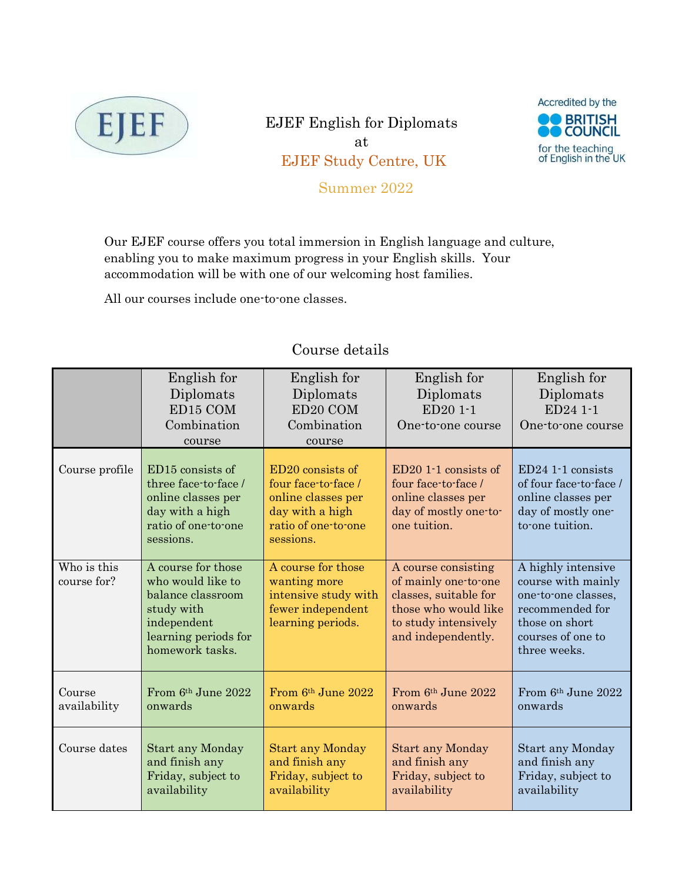EJEF

# EJEF English for Diplomats
at
EJEF Study Centre, UK

Summer 2022

Accredited by the BRITISH COUNCIL for the teaching of English in the UK

Our EJEF course offers you total immersion in English language and culture, enabling you to make maximum progress in your English skills. Your accommodation will be with one of our welcoming host families.

All our courses include one-to-one classes.

## Course details

| | English for Diplomats ED15 COM Combination course | English for Diplomats ED20 COM Combination course | English for Diplomats ED20 1-1 One-to-one course | English for Diplomats ED24 1-1 One-to-one course |
|---|---|---|---|---|
| Course profile | ED15 consists of three face-to-face / online classes per day with a high ratio of one-to-one sessions. | ED20 consists of four face-to-face / online classes per day with a high ratio of one-to-one sessions. | ED20 1-1 consists of four face-to-face / online classes per day of mostly one-to-one tuition. | ED24 1-1 consists of four face-to-face / online classes per day of mostly one-to-one tuition. |
| Who is this course for? | A course for those who would like to balance classroom study with independent learning periods for homework tasks. | A course for those wanting more intensive study with fewer independent learning periods. | A course consisting of mainly one-to-one classes, suitable for those who would like to study intensively and independently. | A highly intensive course with mainly one-to-one classes, recommended for those on short courses of one to three weeks. |
| Course availability | From 6th June 2022 onwards | From 6th June 2022 onwards | From 6th June 2022 onwards | From 6th June 2022 onwards |
| Course dates | Start any Monday and finish any Friday, subject to availability | Start any Monday and finish any Friday, subject to availability | Start any Monday and finish any Friday, subject to availability | Start any Monday and finish any Friday, subject to availability |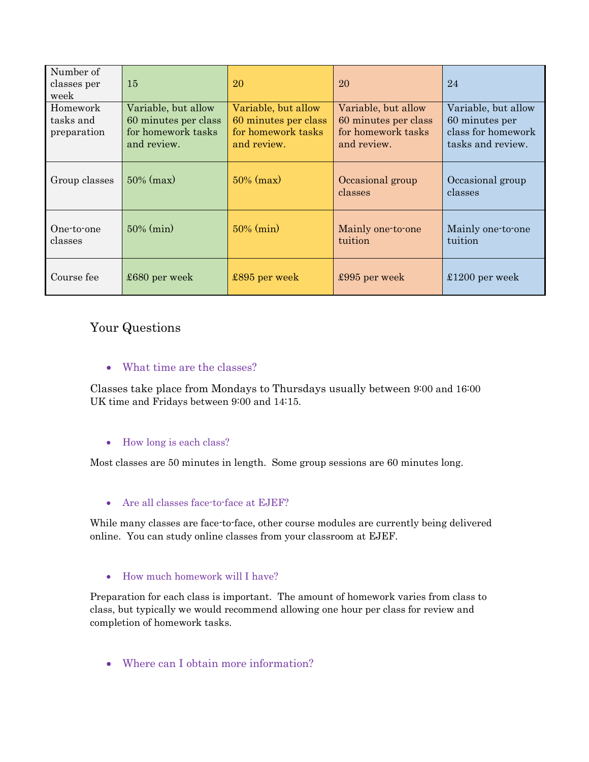| Number of classes per week | 15 | 20 | 20 | 24 |
| --- | --- | --- | --- | --- |
| Homework tasks and preparation | Variable, but allow 60 minutes per class for homework tasks and review. | Variable, but allow 60 minutes per class for homework tasks and review. | Variable, but allow 60 minutes per class for homework tasks and review. | Variable, but allow 60 minutes per class for homework tasks and review. |
| Group classes | 50% (max) | 50% (max) | Occasional group classes | Occasional group classes |
| One-to-one classes | 50% (min) | 50% (min) | Mainly one-to-one tuition | Mainly one-to-one tuition |
| Course fee | £680 per week | £895 per week | £995 per week | £1200 per week |

## Your Questions

- What time are the classes?

Classes take place from Mondays to Thursdays usually between 9:00 and 16:00 UK time and Fridays between 9:00 and 14:15.

- How long is each class?

Most classes are 50 minutes in length. Some group sessions are 60 minutes long.

- Are all classes face-to-face at EJEF?

While many classes are face-to-face, other course modules are currently being delivered online. You can study online classes from your classroom at EJEF.

- How much homework will I have?

Preparation for each class is important. The amount of homework varies from class to class, but typically we would recommend allowing one hour per class for review and completion of homework tasks.

- Where can I obtain more information?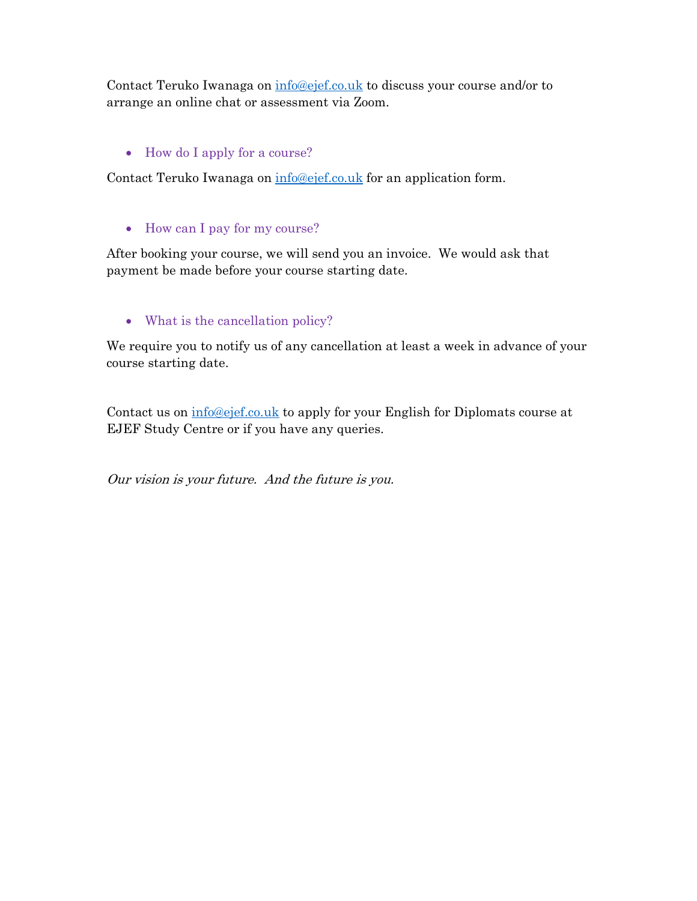Contact Teruko Iwanaga on info@ejef.co.uk to discuss your course and/or to arrange an online chat or assessment via Zoom.

- How do I apply for a course?

Contact Teruko Iwanaga on info@ejef.co.uk for an application form.

- How can I pay for my course?

After booking your course, we will send you an invoice. We would ask that payment be made before your course starting date.

- What is the cancellation policy?

We require you to notify us of any cancellation at least a week in advance of your course starting date.

Contact us on info@ejef.co.uk to apply for your English for Diplomats course at EJEF Study Centre or if you have any queries.

*Our vision is your future. And the future is you.*